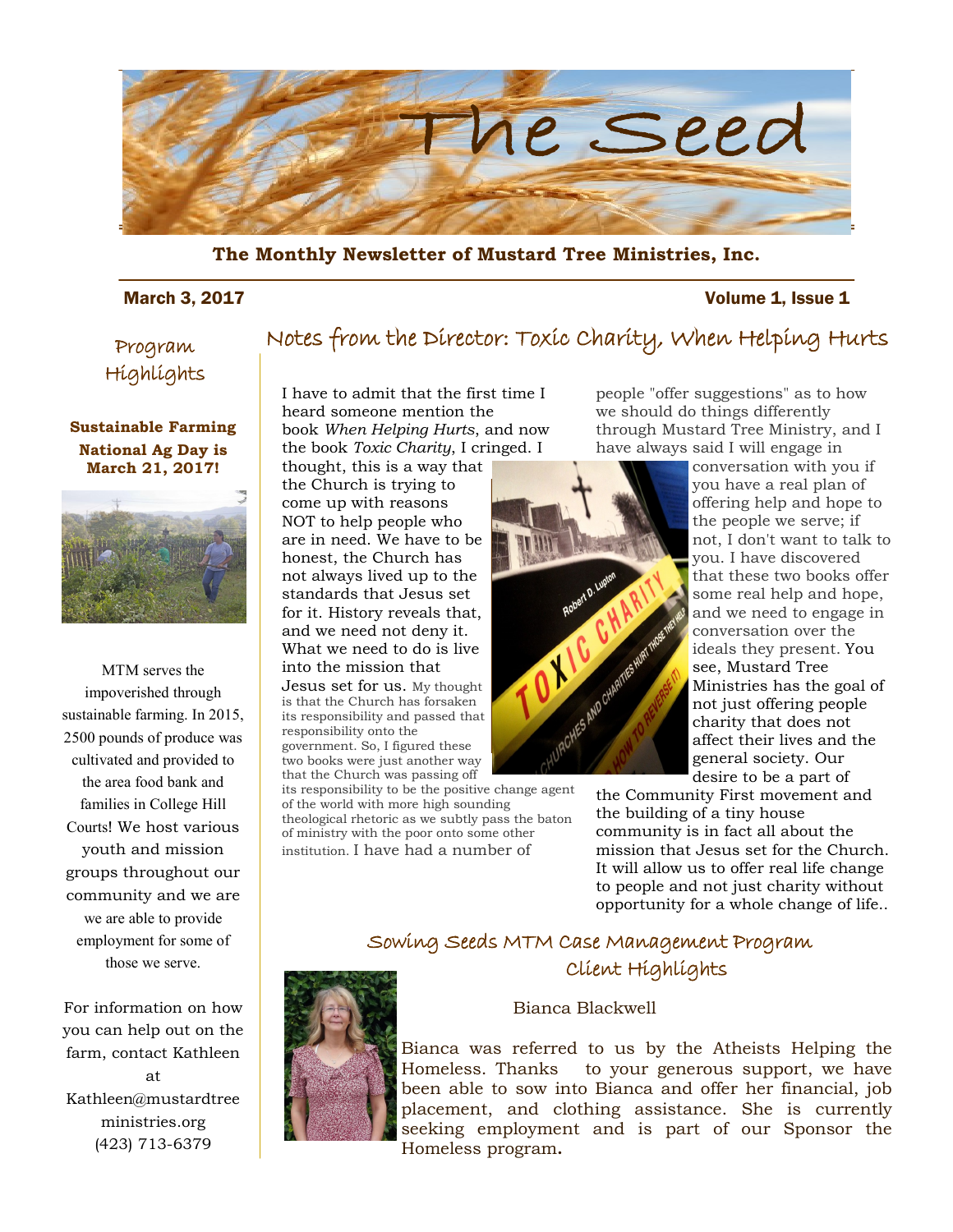# The Seed

**The Monthly Newsletter of Mustard Tree Ministries, Inc.**

March 3, 2017 — Volume 1, Issue 1

## Program Highlights

**Sustainable Farming National Ag Day is March 21, 2017!**

MTM serves the impoverished through sustainable farming. In 2015, 2500 pounds of produce was cultivated and provided to the area food bank and families in College Hill Courts! We host various youth and mission groups throughout our community and we are we are able to provide employment for some of those we serve.

For information on how you can help out on the farm, contact Kathleen at Kathleen@mustardtreeministries.org (423) 713-6379

## Notes from the Director: Toxic Charity, When Helping Hurts

I have to admit that the first time I heard someone mention the book *When Helping Hurts*, and now the book *Toxic Charity*, I cringed. I thought, this is a way that the Church is trying to come up with reasons NOT to help people who are in need. We have to be honest, the Church has not always lived up to the standards that Jesus set for it. History reveals that, and we need not deny it. What we need to do is live into the mission that Jesus set for us. My thought is that the Church has forsaken its responsibility and passed that responsibility onto the government. So, I figured these two books were just another way that the Church was passing off its responsibility to be the positive change agent of the world with more high sounding theological rhetoric as we subtly pass the baton of ministry with the poor onto some other institution. I have had a number of people "offer suggestions" as to how we should do things differently through Mustard Tree Ministry, and I have always said I will engage in conversation with you if you have a real plan of offering help and hope to the people we serve; if not, I don't want to talk to you. I have discovered that these two books offer some real help and hope, and we need to engage in conversation over the ideals they present. You see, Mustard Tree Ministries has the goal of not just offering people charity that does not affect their lives and the general society. Our desire to be a part of the Community First movement and the building of a tiny house community is in fact all about the mission that Jesus set for the Church. It will allow us to offer real life change to people and not just charity without opportunity for a whole change of life..

## Sowing Seeds MTM Case Management Program Client Highlights

Bianca Blackwell

Bianca was referred to us by the Atheists Helping the Homeless. Thanks to your generous support, we have been able to sow into Bianca and offer her financial, job placement, and clothing assistance. She is currently seeking employment and is part of our Sponsor the Homeless program**.**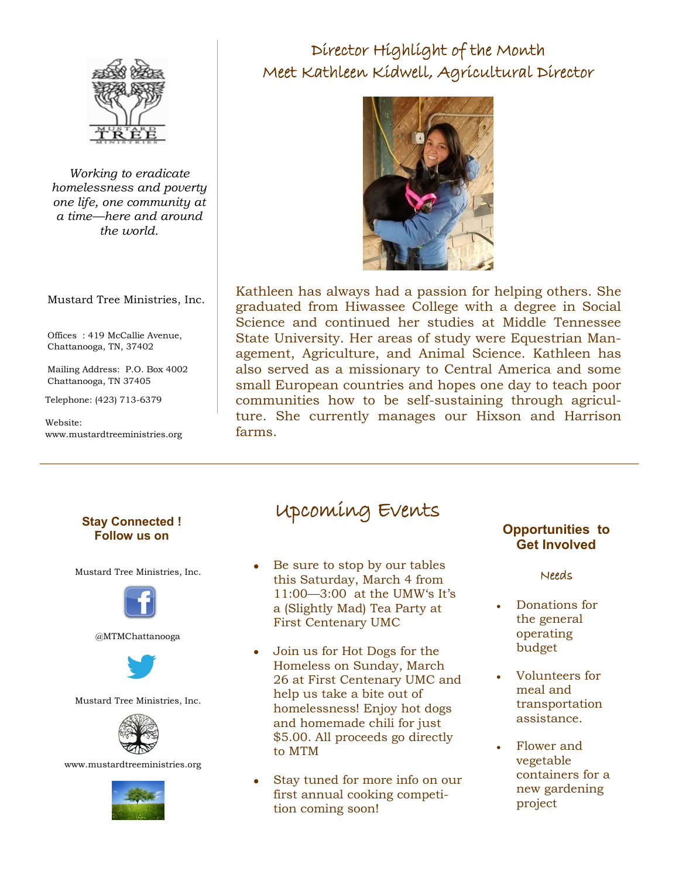*Working to eradicate homelessness and poverty one life, one community at a time—here and around the world.*

Mustard Tree Ministries, Inc.

Offices : 419 McCallie Avenue, Chattanooga, TN, 37402

Mailing Address: P.O. Box 4002 Chattanooga, TN 37405

Telephone: (423) 713-6379

Website: www.mustardtreeministries.org

## Director Highlight of the Month
## Meet Kathleen Kidwell, Agricultural Director

Kathleen has always had a passion for helping others. She graduated from Hiwassee College with a degree in Social Science and continued her studies at Middle Tennessee State University. Her areas of study were Equestrian Management, Agriculture, and Animal Science. Kathleen has also served as a missionary to Central America and some small European countries and hopes one day to teach poor communities how to be self-sustaining through agriculture. She currently manages our Hixson and Harrison farms.

---

### Stay Connected ! Follow us on

Mustard Tree Ministries, Inc.

@MTMChattanooga

Mustard Tree Ministries, Inc.

www.mustardtreeministries.org

## Upcoming Events

- Be sure to stop by our tables this Saturday, March 4 from 11:00—3:00 at the UMW's It's a (Slightly Mad) Tea Party at First Centenary UMC
- Join us for Hot Dogs for the Homeless on Sunday, March 26 at First Centenary UMC and help us take a bite out of homelessness! Enjoy hot dogs and homemade chili for just $5.00. All proceeds go directly to MTM
- Stay tuned for more info on our first annual cooking competition coming soon!

### Opportunities to Get Involved

Needs

- Donations for the general operating budget
- Volunteers for meal and transportation assistance.
- Flower and vegetable containers for a new gardening project